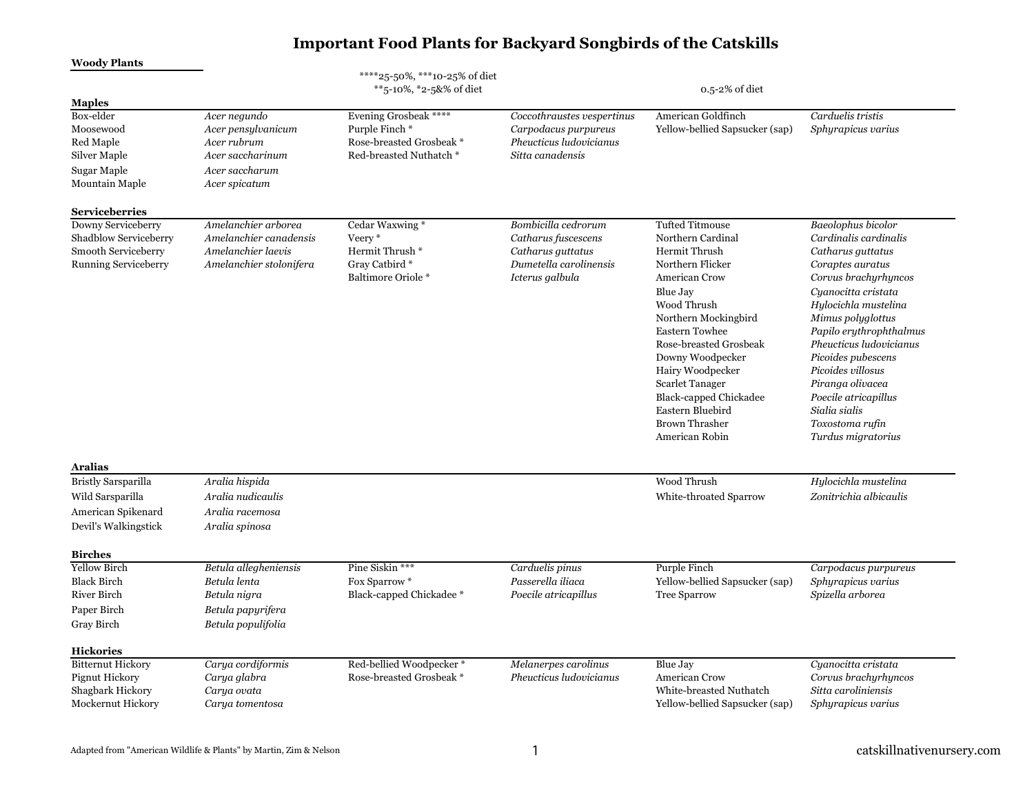# Important Food Plants for Backyard Songbirds of the Catskills

**Woody Plants**

| | | ****25-50%, ***10-25% of diet **5-10%, *2-5&% of diet | | 0.5-2% of diet | |
|---|---|---|---|---|---|
| **Maples** | | | | | |
| Box-elder | *Acer negundo* | Evening Grosbeak **** | *Coccothraustes vespertinus* | American Goldfinch | *Carduelis tristis* |
| Moosewood | *Acer pensylvanicum* | Purple Finch * | *Carpodacus purpureus* | Yellow-bellied Sapsucker (sap) | *Sphyrapicus varius* |
| Red Maple | *Acer rubrum* | Rose-breasted Grosbeak * | *Pheucticus ludovicianus* | | |
| Silver Maple | *Acer saccharinum* | Red-breasted Nuthatch * | *Sitta canadensis* | | |
| Sugar Maple | *Acer saccharum* | | | | |
| Mountain Maple | *Acer spicatum* | | | | |
| **Serviceberries** | | | | | |
| Downy Serviceberry | *Amelanchier arborea* | Cedar Waxwing * | *Bombicilla cedrorum* | Tufted Titmouse | *Baeolophus bicolor* |
| Shadblow Serviceberry | *Amelanchier canadensis* | Veery * | *Catharus fuscescens* | Northern Cardinal | *Cardinalis cardinalis* |
| Smooth Serviceberry | *Amelanchier laevis* | Hermit Thrush * | *Catharus guttatus* | Hermit Thrush | *Catharus guttatus* |
| Running Serviceberry | *Amelanchier stolonifera* | Gray Catbird * | *Dumetella carolinensis* | Northern Flicker | *Coraptes auratus* |
| | | Baltimore Oriole * | *Icterus galbula* | American Crow | *Corvus brachyrhyncos* |
| | | | | Blue Jay | *Cyanocitta cristata* |
| | | | | Wood Thrush | *Hylocichla mustelina* |
| | | | | Northern Mockingbird | *Mimus polyglottus* |
| | | | | Eastern Towhee | *Papilo erythrophthalmus* |
| | | | | Rose-breasted Grosbeak | *Pheucticus ludovicianus* |
| | | | | Downy Woodpecker | *Picoides pubescens* |
| | | | | Hairy Woodpecker | *Picoides villosus* |
| | | | | Scarlet Tanager | *Piranga olivacea* |
| | | | | Black-capped Chickadee | *Poecile atricapillus* |
| | | | | Eastern Bluebird | *Sialia sialis* |
| | | | | Brown Thrasher | *Toxostoma rufin* |
| | | | | American Robin | *Turdus migratorius* |
| **Aralias** | | | | | |
| Bristly Sarsparilla | *Aralia hispida* | | | Wood Thrush | *Hylocichla mustelina* |
| Wild Sarsparilla | *Aralia nudicaulis* | | | White-throated Sparrow | *Zonitrichia albicaulis* |
| American Spikenard | *Aralia racemosa* | | | | |
| Devil's Walkingstick | *Aralia spinosa* | | | | |
| **Birches** | | | | | |
| Yellow Birch | *Betula allegheniensis* | Pine Siskin *** | *Carduelis pinus* | Purple Finch | *Carpodacus purpureus* |
| Black Birch | *Betula lenta* | Fox Sparrow * | *Passerella iliaca* | Yellow-bellied Sapsucker (sap) | *Sphyrapicus varius* |
| River Birch | *Betula nigra* | Black-capped Chickadee * | *Poecile atricapillus* | Tree Sparrow | *Spizella arborea* |
| Paper Birch | *Betula papyrifera* | | | | |
| Gray Birch | *Betula populifolia* | | | | |
| **Hickories** | | | | | |
| Bitternut Hickory | *Carya cordiformis* | Red-bellied Woodpecker * | *Melanerpes carolinus* | Blue Jay | *Cyanocitta cristata* |
| Pignut Hickory | *Carya glabra* | Rose-breasted Grosbeak * | *Pheucticus ludovicianus* | American Crow | *Corvus brachyrhyncos* |
| Shagbark Hickory | *Carya ovata* | | | White-breasted Nuthatch | *Sitta caroliniensis* |
| Mockernut Hickory | *Carya tomentosa* | | | Yellow-bellied Sapsucker (sap) | *Sphyrapicus varius* |

Adapted from "American Wildlife & Plants" by Martin, Zim & Nelson

catskillnativenursery.com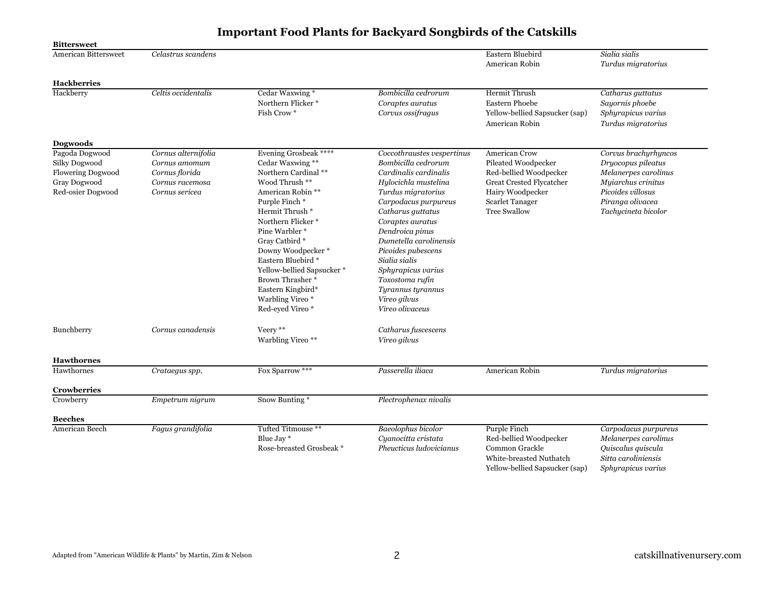# Important Food Plants for Backyard Songbirds of the Catskills

| Plant | Scientific Name | Bird | Scientific Name | Bird | Scientific Name |
|---|---|---|---|---|---|
| **Bittersweet** | | | | | |
| American Bittersweet | *Celastrus scandens* | | | Eastern Bluebird | *Sialia sialis* |
| | | | | American Robin | *Turdus migratorius* |
| **Hackberries** | | | | | |
| Hackberry | *Celtis occidentalis* | Cedar Waxwing * | *Bombicilla cedrorum* | Hermit Thrush | *Catharus guttatus* |
| | | Northern Flicker * | *Coraptes auratus* | Eastern Phoebe | *Sayornis phoebe* |
| | | Fish Crow * | *Corvus ossifragus* | Yellow-bellied Sapsucker (sap) | *Sphyrapicus varius* |
| | | | | American Robin | *Turdus migratorius* |
| **Dogwoods** | | | | | |
| Pagoda Dogwood | *Cornus alternifolia* | Evening Grosbeak **** | *Coccothraustes vespertinus* | American Crow | *Corvus brachyrhyncos* |
| Silky Dogwood | *Cornus amomum* | Cedar Waxwing ** | *Bombicilla cedrorum* | Pileated Woodpecker | *Dryocopus pileatus* |
| Flowering Dogwood | *Cornus florida* | Northern Cardinal ** | *Cardinalis cardinalis* | Red-bellied Woodpecker | *Melanerpes carolinus* |
| Gray Dogwood | *Cornus racemosa* | Wood Thrush ** | *Hylocichla mustelina* | Great Crested Flycatcher | *Myiarchus crinitus* |
| Red-osier Dogwood | *Cornus sericea* | American Robin ** | *Turdus migratorius* | Hairy Woodpecker | *Picoides villosus* |
| | | Purple Finch * | *Carpodacus purpureus* | Scarlet Tanager | *Piranga olivacea* |
| | | Hermit Thrush * | *Catharus guttatus* | Tree Swallow | *Tachycineta bicolor* |
| | | Northern Flicker * | *Coraptes auratus* | | |
| | | Pine Warbler * | *Dendroica pinus* | | |
| | | Gray Catbird * | *Dumetella carolinensis* | | |
| | | Downy Woodpecker * | *Picoides pubescens* | | |
| | | Eastern Bluebird * | *Sialia sialis* | | |
| | | Yellow-bellied Sapsucker * | *Sphyrapicus varius* | | |
| | | Brown Thrasher * | *Toxostoma rufin* | | |
| | | Eastern Kingbird* | *Tyrannus tyrannus* | | |
| | | Warbling Vireo * | *Vireo gilvus* | | |
| | | Red-eyed Vireo * | *Vireo olivaceus* | | |
| Bunchberry | *Cornus canadensis* | Veery ** | *Catharus fuscescens* | | |
| | | Warbling Vireo ** | *Vireo gilvus* | | |
| **Hawthornes** | | | | | |
| Hawthornes | *Crataegus spp.* | Fox Sparrow *** | *Passerella iliaca* | American Robin | *Turdus migratorius* |
| **Crowberries** | | | | | |
| Crowberry | *Empetrum nigrum* | Snow Bunting * | *Plectrophenax nivalis* | | |
| **Beeches** | | | | | |
| American Beech | *Fagus grandifolia* | Tufted Titmouse ** | *Baeolophus bicolor* | Purple Finch | *Carpodacus purpureus* |
| | | Blue Jay * | *Cyanocitta cristata* | Red-bellied Woodpecker | *Melanerpes carolinus* |
| | | Rose-breasted Grosbeak * | *Pheucticus ludovicianus* | Common Grackle | *Quiscalus quiscula* |
| | | | | White-breasted Nuthatch | *Sitta caroliniensis* |
| | | | | Yellow-bellied Sapsucker (sap) | *Sphyrapicus varius* |

Adapted from "American Wildlife & Plants" by Martin, Zim & Nelson

catskillnativenursery.com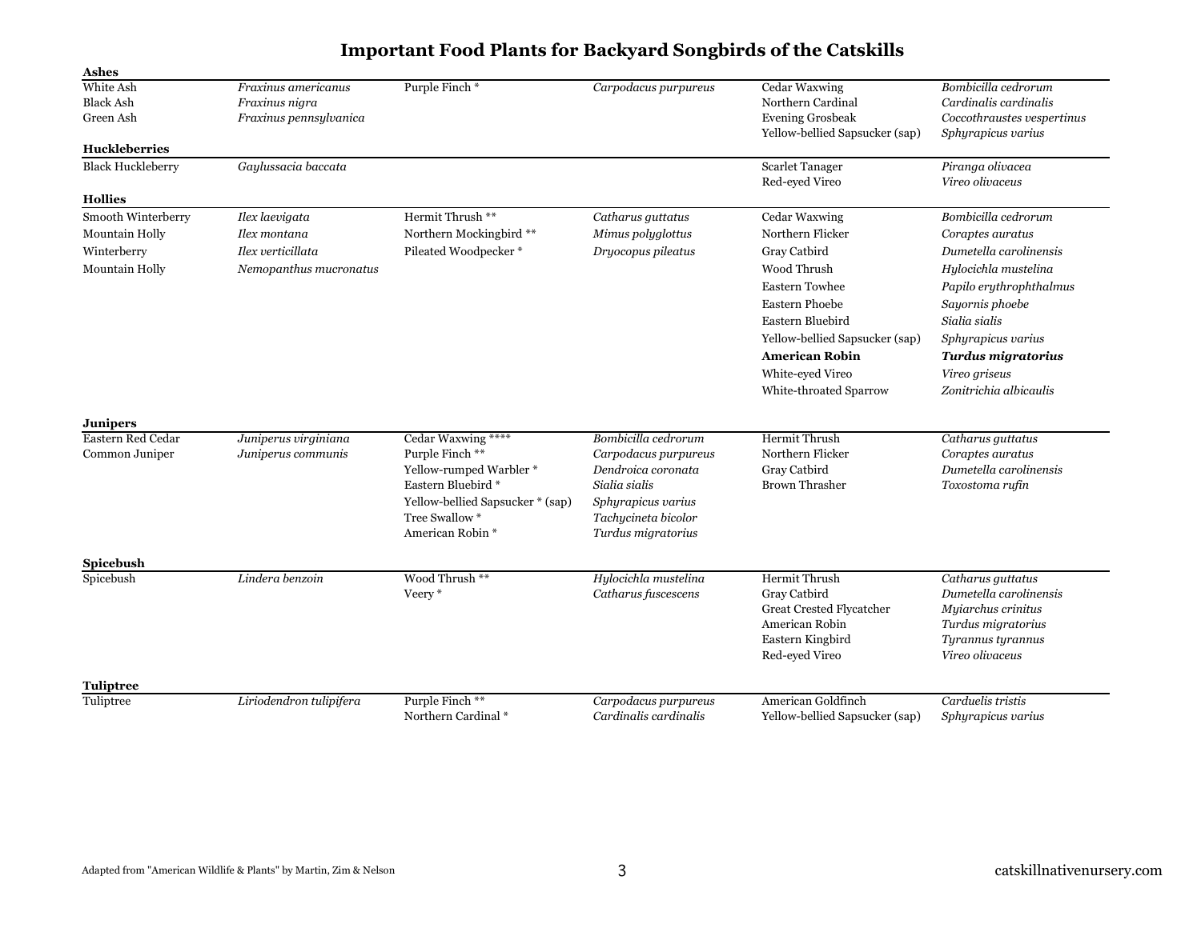# Important Food Plants for Backyard Songbirds of the Catskills

| Common Name | Scientific Name | Bird | Bird Scientific Name | Bird | Bird Scientific Name |
|---|---|---|---|---|---|
| **Ashes** | | | | | |
| White Ash | *Fraxinus americanus* | Purple Finch * | *Carpodacus purpureus* | Cedar Waxwing | *Bombicilla cedrorum* |
| Black Ash | *Fraxinus nigra* | | | Northern Cardinal | *Cardinalis cardinalis* |
| Green Ash | *Fraxinus pennsylvanica* | | | Evening Grosbeak | *Coccothraustes vespertinus* |
| | | | | Yellow-bellied Sapsucker (sap) | *Sphyrapicus varius* |
| **Huckleberries** | | | | | |
| Black Huckleberry | *Gaylussacia baccata* | | | Scarlet Tanager | *Piranga olivacea* |
| | | | | Red-eyed Vireo | *Vireo olivaceus* |
| **Hollies** | | | | | |
| Smooth Winterberry | *Ilex laevigata* | Hermit Thrush ** | *Catharus guttatus* | Cedar Waxwing | *Bombicilla cedrorum* |
| Mountain Holly | *Ilex montana* | Northern Mockingbird ** | *Mimus polyglottus* | Northern Flicker | *Coraptes auratus* |
| Winterberry | *Ilex verticillata* | Pileated Woodpecker * | *Dryocopus pileatus* | Gray Catbird | *Dumetella carolinensis* |
| Mountain Holly | *Nemopanthus mucronatus* | | | Wood Thrush | *Hylocichla mustelina* |
| | | | | Eastern Towhee | *Papilo erythrophthalmus* |
| | | | | Eastern Phoebe | *Sayornis phoebe* |
| | | | | Eastern Bluebird | *Sialia sialis* |
| | | | | Yellow-bellied Sapsucker (sap) | *Sphyrapicus varius* |
| | | | | **American Robin** | ***Turdus migratorius*** |
| | | | | White-eyed Vireo | *Vireo griseus* |
| | | | | White-throated Sparrow | *Zonitrichia albicaulis* |
| **Junipers** | | | | | |
| Eastern Red Cedar | *Juniperus virginiana* | Cedar Waxwing **** | *Bombicilla cedrorum* | Hermit Thrush | *Catharus guttatus* |
| Common Juniper | *Juniperus communis* | Purple Finch ** | *Carpodacus purpureus* | Northern Flicker | *Coraptes auratus* |
| | | Yellow-rumped Warbler * | *Dendroica coronata* | Gray Catbird | *Dumetella carolinensis* |
| | | Eastern Bluebird * | *Sialia sialis* | Brown Thrasher | *Toxostoma rufin* |
| | | Yellow-bellied Sapsucker * (sap) | *Sphyrapicus varius* | | |
| | | Tree Swallow * | *Tachycineta bicolor* | | |
| | | American Robin * | *Turdus migratorius* | | |
| **Spicebush** | | | | | |
| Spicebush | *Lindera benzoin* | Wood Thrush ** | *Hylocichla mustelina* | Hermit Thrush | *Catharus guttatus* |
| | | Veery * | *Catharus fuscescens* | Gray Catbird | *Dumetella carolinensis* |
| | | | | Great Crested Flycatcher | *Myiarchus crinitus* |
| | | | | American Robin | *Turdus migratorius* |
| | | | | Eastern Kingbird | *Tyrannus tyrannus* |
| | | | | Red-eyed Vireo | *Vireo olivaceus* |
| **Tuliptree** | | | | | |
| Tuliptree | *Liriodendron tulipifera* | Purple Finch ** | *Carpodacus purpureus* | American Goldfinch | *Carduelis tristis* |
| | | Northern Cardinal * | *Cardinalis cardinalis* | Yellow-bellied Sapsucker (sap) | *Sphyrapicus varius* |

Adapted from "American Wildlife & Plants" by Martin, Zim & Nelson

catskillnativenursery.com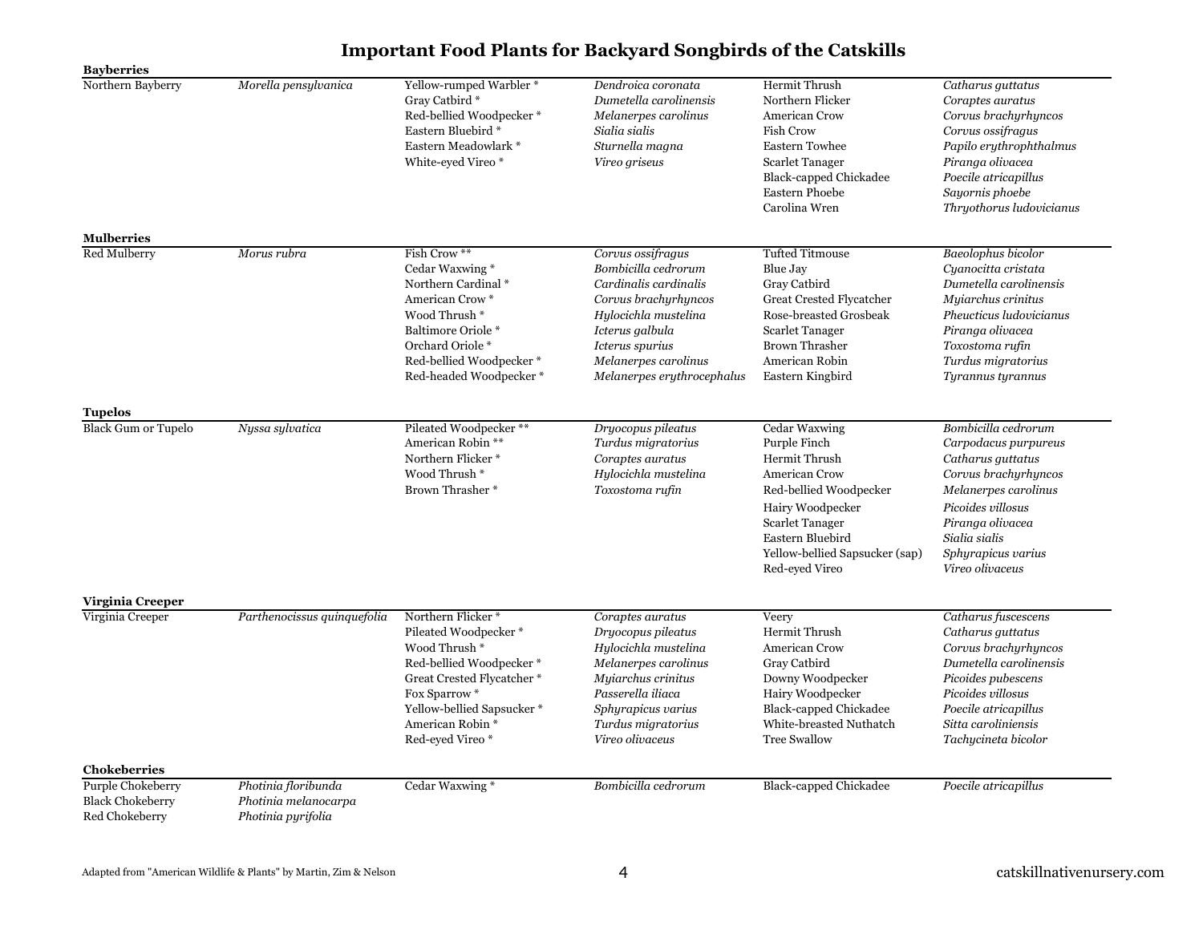# Important Food Plants for Backyard Songbirds of the Catskills

| Plant | Scientific Name | Bird | Scientific Name | Bird | Scientific Name |
|---|---|---|---|---|---|
| **Bayberries** | | | | | |
| Northern Bayberry | *Morella pensylvanica* | Yellow-rumped Warbler * | *Dendroica coronata* | Hermit Thrush | *Catharus guttatus* |
| | | Gray Catbird * | *Dumetella carolinensis* | Northern Flicker | *Coraptes auratus* |
| | | Red-bellied Woodpecker * | *Melanerpes carolinus* | American Crow | *Corvus brachyrhyncos* |
| | | Eastern Bluebird * | *Sialia sialis* | Fish Crow | *Corvus ossifragus* |
| | | Eastern Meadowlark * | *Sturnella magna* | Eastern Towhee | *Papilo erythrophthalmus* |
| | | White-eyed Vireo * | *Vireo griseus* | Scarlet Tanager | *Piranga olivacea* |
| | | | | Black-capped Chickadee | *Poecile atricapillus* |
| | | | | Eastern Phoebe | *Sayornis phoebe* |
| | | | | Carolina Wren | *Thryothorus ludovicianus* |
| **Mulberries** | | | | | |
| Red Mulberry | *Morus rubra* | Fish Crow ** | *Corvus ossifragus* | Tufted Titmouse | *Baeolophus bicolor* |
| | | Cedar Waxwing * | *Bombicilla cedrorum* | Blue Jay | *Cyanocitta cristata* |
| | | Northern Cardinal * | *Cardinalis cardinalis* | Gray Catbird | *Dumetella carolinensis* |
| | | American Crow * | *Corvus brachyrhyncos* | Great Crested Flycatcher | *Myiarchus crinitus* |
| | | Wood Thrush * | *Hylocichla mustelina* | Rose-breasted Grosbeak | *Pheucticus ludovicianus* |
| | | Baltimore Oriole * | *Icterus galbula* | Scarlet Tanager | *Piranga olivacea* |
| | | Orchard Oriole * | *Icterus spurius* | Brown Thrasher | *Toxostoma rufin* |
| | | Red-bellied Woodpecker * | *Melanerpes carolinus* | American Robin | *Turdus migratorius* |
| | | Red-headed Woodpecker * | *Melanerpes erythrocephalus* | Eastern Kingbird | *Tyrannus tyrannus* |
| **Tupelos** | | | | | |
| Black Gum or Tupelo | *Nyssa sylvatica* | Pileated Woodpecker ** | *Dryocopus pileatus* | Cedar Waxwing | *Bombicilla cedrorum* |
| | | American Robin ** | *Turdus migratorius* | Purple Finch | *Carpodacus purpureus* |
| | | Northern Flicker * | *Coraptes auratus* | Hermit Thrush | *Catharus guttatus* |
| | | Wood Thrush * | *Hylocichla mustelina* | American Crow | *Corvus brachyrhyncos* |
| | | Brown Thrasher * | *Toxostoma rufin* | Red-bellied Woodpecker | *Melanerpes carolinus* |
| | | | | Hairy Woodpecker | *Picoides villosus* |
| | | | | Scarlet Tanager | *Piranga olivacea* |
| | | | | Eastern Bluebird | *Sialia sialis* |
| | | | | Yellow-bellied Sapsucker (sap) | *Sphyrapicus varius* |
| | | | | Red-eyed Vireo | *Vireo olivaceus* |
| **Virginia Creeper** | | | | | |
| Virginia Creeper | *Parthenocissus quinquefolia* | Northern Flicker * | *Coraptes auratus* | Veery | *Catharus fuscescens* |
| | | Pileated Woodpecker * | *Dryocopus pileatus* | Hermit Thrush | *Catharus guttatus* |
| | | Wood Thrush * | *Hylocichla mustelina* | American Crow | *Corvus brachyrhyncos* |
| | | Red-bellied Woodpecker * | *Melanerpes carolinus* | Gray Catbird | *Dumetella carolinensis* |
| | | Great Crested Flycatcher * | *Myiarchus crinitus* | Downy Woodpecker | *Picoides pubescens* |
| | | Fox Sparrow * | *Passerella iliaca* | Hairy Woodpecker | *Picoides villosus* |
| | | Yellow-bellied Sapsucker * | *Sphyrapicus varius* | Black-capped Chickadee | *Poecile atricapillus* |
| | | American Robin * | *Turdus migratorius* | White-breasted Nuthatch | *Sitta caroliniensis* |
| | | Red-eyed Vireo * | *Vireo olivaceus* | Tree Swallow | *Tachycineta bicolor* |
| **Chokeberries** | | | | | |
| Purple Chokeberry | *Photinia floribunda* | Cedar Waxwing * | *Bombicilla cedrorum* | Black-capped Chickadee | *Poecile atricapillus* |
| Black Chokeberry | *Photinia melanocarpa* | | | | |
| Red Chokeberry | *Photinia pyrifolia* | | | | |

Adapted from "American Wildlife & Plants" by Martin, Zim & Nelson

catskillnativenursery.com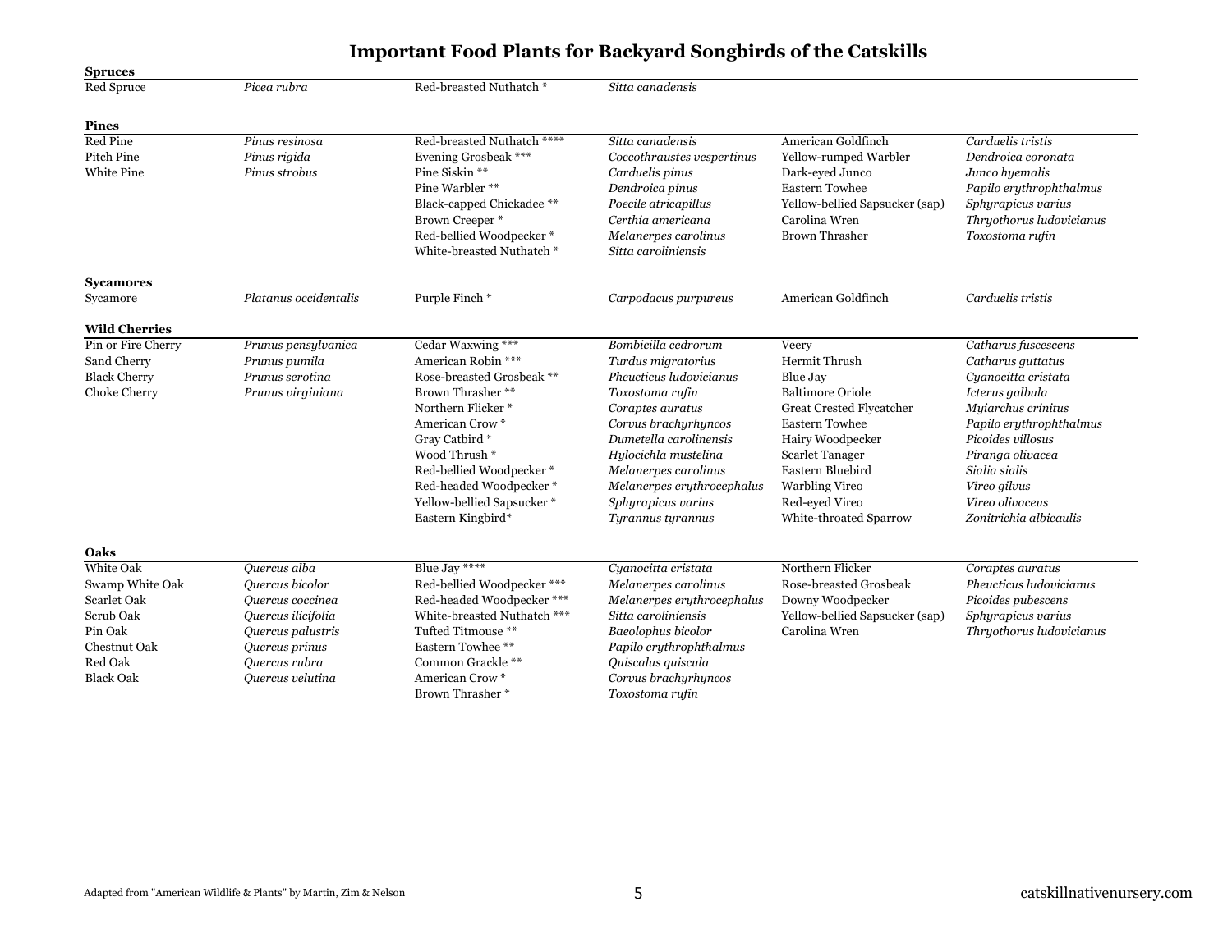# Important Food Plants for Backyard Songbirds of the Catskills

| | | | | | |
|---|---|---|---|---|---|
| **Spruces** | | | | | |
| Red Spruce | *Picea rubra* | Red-breasted Nuthatch * | *Sitta canadensis* | | |
| **Pines** | | | | | |
| Red Pine | *Pinus resinosa* | Red-breasted Nuthatch **** | *Sitta canadensis* | American Goldfinch | *Carduelis tristis* |
| Pitch Pine | *Pinus rigida* | Evening Grosbeak *** | *Coccothraustes vespertinus* | Yellow-rumped Warbler | *Dendroica coronata* |
| White Pine | *Pinus strobus* | Pine Siskin ** | *Carduelis pinus* | Dark-eyed Junco | *Junco hyemalis* |
| | | Pine Warbler ** | *Dendroica pinus* | Eastern Towhee | *Papilo erythrophthalmus* |
| | | Black-capped Chickadee ** | *Poecile atricapillus* | Yellow-bellied Sapsucker (sap) | *Sphyrapicus varius* |
| | | Brown Creeper * | *Certhia americana* | Carolina Wren | *Thryothorus ludovicianus* |
| | | Red-bellied Woodpecker * | *Melanerpes carolinus* | Brown Thrasher | *Toxostoma rufin* |
| | | White-breasted Nuthatch * | *Sitta caroliniensis* | | |
| **Sycamores** | | | | | |
| Sycamore | *Platanus occidentalis* | Purple Finch * | *Carpodacus purpureus* | American Goldfinch | *Carduelis tristis* |
| **Wild Cherries** | | | | | |
| Pin or Fire Cherry | *Prunus pensylvanica* | Cedar Waxwing *** | *Bombicilla cedrorum* | Veery | *Catharus fuscescens* |
| Sand Cherry | *Prunus pumila* | American Robin *** | *Turdus migratorius* | Hermit Thrush | *Catharus guttatus* |
| Black Cherry | *Prunus serotina* | Rose-breasted Grosbeak ** | *Pheucticus ludovicianus* | Blue Jay | *Cyanocitta cristata* |
| Choke Cherry | *Prunus virginiana* | Brown Thrasher ** | *Toxostoma rufin* | Baltimore Oriole | *Icterus galbula* |
| | | Northern Flicker * | *Coraptes auratus* | Great Crested Flycatcher | *Myiarchus crinitus* |
| | | American Crow * | *Corvus brachyrhyncos* | Eastern Towhee | *Papilo erythrophthalmus* |
| | | Gray Catbird * | *Dumetella carolinensis* | Hairy Woodpecker | *Picoides villosus* |
| | | Wood Thrush * | *Hylocichla mustelina* | Scarlet Tanager | *Piranga olivacea* |
| | | Red-bellied Woodpecker * | *Melanerpes carolinus* | Eastern Bluebird | *Sialia sialis* |
| | | Red-headed Woodpecker * | *Melanerpes erythrocephalus* | Warbling Vireo | *Vireo gilvus* |
| | | Yellow-bellied Sapsucker * | *Sphyrapicus varius* | Red-eyed Vireo | *Vireo olivaceus* |
| | | Eastern Kingbird* | *Tyrannus tyrannus* | White-throated Sparrow | *Zonitrichia albicaulis* |
| **Oaks** | | | | | |
| White Oak | *Quercus alba* | Blue Jay **** | *Cyanocitta cristata* | Northern Flicker | *Coraptes auratus* |
| Swamp White Oak | *Quercus bicolor* | Red-bellied Woodpecker *** | *Melanerpes carolinus* | Rose-breasted Grosbeak | *Pheucticus ludovicianus* |
| Scarlet Oak | *Quercus coccinea* | Red-headed Woodpecker *** | *Melanerpes erythrocephalus* | Downy Woodpecker | *Picoides pubescens* |
| Scrub Oak | *Quercus ilicifolia* | White-breasted Nuthatch *** | *Sitta caroliniensis* | Yellow-bellied Sapsucker (sap) | *Sphyrapicus varius* |
| Pin Oak | *Quercus palustris* | Tufted Titmouse ** | *Baeolophus bicolor* | Carolina Wren | *Thryothorus ludovicianus* |
| Chestnut Oak | *Quercus prinus* | Eastern Towhee ** | *Papilo erythrophthalmus* | | |
| Red Oak | *Quercus rubra* | Common Grackle ** | *Quiscalus quiscula* | | |
| Black Oak | *Quercus velutina* | American Crow * | *Corvus brachyrhyncos* | | |
| | | Brown Thrasher * | *Toxostoma rufin* | | |

Adapted from "American Wildlife & Plants" by Martin, Zim & Nelson

catskillnativenursery.com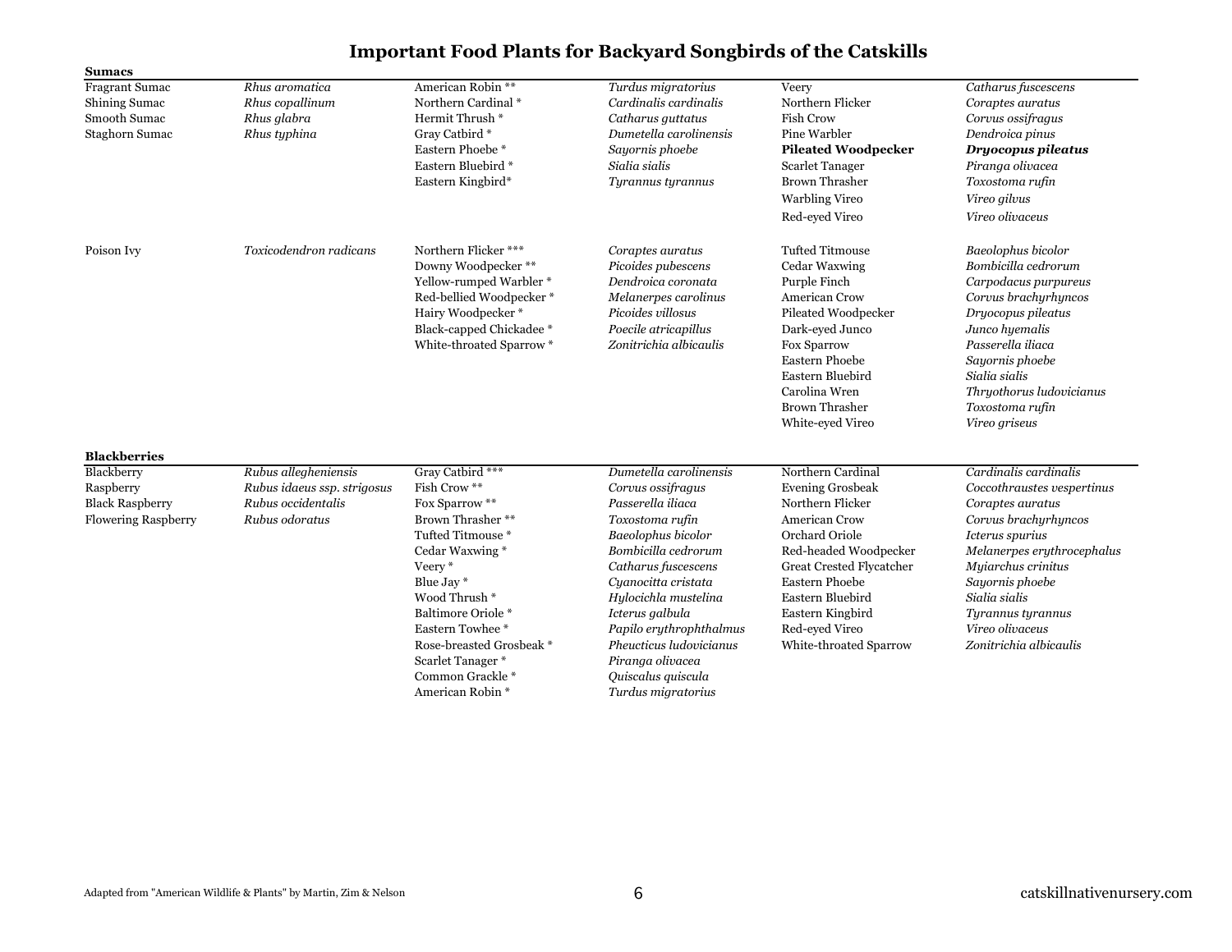# Important Food Plants for Backyard Songbirds of the Catskills

## Sumacs

| Common Name | Scientific Name | Bird | Bird Scientific Name | Bird | Bird Scientific Name |
|---|---|---|---|---|---|
| Fragrant Sumac | *Rhus aromatica* | American Robin ** | *Turdus migratorius* | Veery | *Catharus fuscescens* |
| Shining Sumac | *Rhus copallinum* | Northern Cardinal * | *Cardinalis cardinalis* | Northern Flicker | *Coraptes auratus* |
| Smooth Sumac | *Rhus glabra* | Hermit Thrush * | *Catharus guttatus* | Fish Crow | *Corvus ossifragus* |
| Staghorn Sumac | *Rhus typhina* | Gray Catbird * | *Dumetella carolinensis* | Pine Warbler | *Dendroica pinus* |
| | | Eastern Phoebe * | *Sayornis phoebe* | **Pileated Woodpecker** | ***Dryocopus pileatus*** |
| | | Eastern Bluebird * | *Sialia sialis* | Scarlet Tanager | *Piranga olivacea* |
| | | Eastern Kingbird* | *Tyrannus tyrannus* | Brown Thrasher | *Toxostoma rufin* |
| | | | | Warbling Vireo | *Vireo gilvus* |
| | | | | Red-eyed Vireo | *Vireo olivaceus* |
| Poison Ivy | *Toxicodendron radicans* | Northern Flicker *** | *Coraptes auratus* | Tufted Titmouse | *Baeolophus bicolor* |
| | | Downy Woodpecker ** | *Picoides pubescens* | Cedar Waxwing | *Bombicilla cedrorum* |
| | | Yellow-rumped Warbler * | *Dendroica coronata* | Purple Finch | *Carpodacus purpureus* |
| | | Red-bellied Woodpecker * | *Melanerpes carolinus* | American Crow | *Corvus brachyrhyncos* |
| | | Hairy Woodpecker * | *Picoides villosus* | Pileated Woodpecker | *Dryocopus pileatus* |
| | | Black-capped Chickadee * | *Poecile atricapillus* | Dark-eyed Junco | *Junco hyemalis* |
| | | White-throated Sparrow * | *Zonitrichia albicaulis* | Fox Sparrow | *Passerella iliaca* |
| | | | | Eastern Phoebe | *Sayornis phoebe* |
| | | | | Eastern Bluebird | *Sialia sialis* |
| | | | | Carolina Wren | *Thryothorus ludovicianus* |
| | | | | Brown Thrasher | *Toxostoma rufin* |
| | | | | White-eyed Vireo | *Vireo griseus* |

## Blackberries

| Common Name | Scientific Name | Bird | Bird Scientific Name | Bird | Bird Scientific Name |
|---|---|---|---|---|---|
| Blackberry | *Rubus allegheniensis* | Gray Catbird *** | *Dumetella carolinensis* | Northern Cardinal | *Cardinalis cardinalis* |
| Raspberry | *Rubus idaeus ssp. strigosus* | Fish Crow ** | *Corvus ossifragus* | Evening Grosbeak | *Coccothraustes vespertinus* |
| Black Raspberry | *Rubus occidentalis* | Fox Sparrow ** | *Passerella iliaca* | Northern Flicker | *Coraptes auratus* |
| Flowering Raspberry | *Rubus odoratus* | Brown Thrasher ** | *Toxostoma rufin* | American Crow | *Corvus brachyrhyncos* |
| | | Tufted Titmouse * | *Baeolophus bicolor* | Orchard Oriole | *Icterus spurius* |
| | | Cedar Waxwing * | *Bombicilla cedrorum* | Red-headed Woodpecker | *Melanerpes erythrocephalus* |
| | | Veery * | *Catharus fuscescens* | Great Crested Flycatcher | *Myiarchus crinitus* |
| | | Blue Jay * | *Cyanocitta cristata* | Eastern Phoebe | *Sayornis phoebe* |
| | | Wood Thrush * | *Hylocichla mustelina* | Eastern Bluebird | *Sialia sialis* |
| | | Baltimore Oriole * | *Icterus galbula* | Eastern Kingbird | *Tyrannus tyrannus* |
| | | Eastern Towhee * | *Papilo erythrophthalmus* | Red-eyed Vireo | *Vireo olivaceus* |
| | | Rose-breasted Grosbeak * | *Pheucticus ludovicianus* | White-throated Sparrow | *Zonitrichia albicaulis* |
| | | Scarlet Tanager * | *Piranga olivacea* | | |
| | | Common Grackle * | *Quiscalus quiscula* | | |
| | | American Robin * | *Turdus migratorius* | | |

Adapted from "American Wildlife & Plants" by Martin, Zim & Nelson

catskillnativenursery.com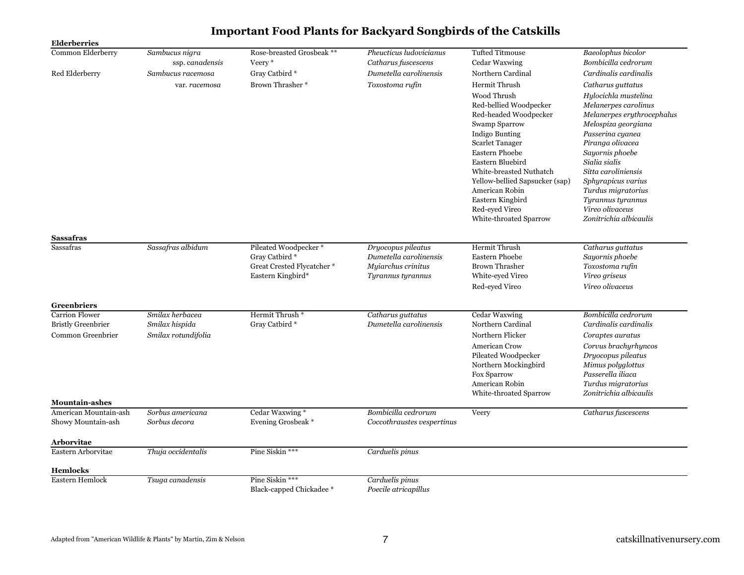# Important Food Plants for Backyard Songbirds of the Catskills

**Elderberries**

| Common Name | Scientific Name | Bird | Scientific Name | Bird | Scientific Name |
|---|---|---|---|---|---|
| Common Elderberry | *Sambucus nigra* ssp. *canadensis* | Rose-breasted Grosbeak ** | *Pheucticus ludovicianus* | Tufted Titmouse | *Baeolophus bicolor* |
| | | Veery * | *Catharus fuscescens* | Cedar Waxwing | *Bombicilla cedrorum* |
| Red Elderberry | *Sambucus racemosa* var. *racemosa* | Gray Catbird * | *Dumetella carolinensis* | Northern Cardinal | *Cardinalis cardinalis* |
| | | Brown Thrasher * | *Toxostoma rufin* | Hermit Thrush | *Catharus guttatus* |
| | | | | Wood Thrush | *Hylocichla mustelina* |
| | | | | Red-bellied Woodpecker | *Melanerpes carolinus* |
| | | | | Red-headed Woodpecker | *Melanerpes erythrocephalus* |
| | | | | Swamp Sparrow | *Melospiza georgiana* |
| | | | | Indigo Bunting | *Passerina cyanea* |
| | | | | Scarlet Tanager | *Piranga olivacea* |
| | | | | Eastern Phoebe | *Sayornis phoebe* |
| | | | | Eastern Bluebird | *Sialia sialis* |
| | | | | White-breasted Nuthatch | *Sitta caroliniensis* |
| | | | | Yellow-bellied Sapsucker (sap) | *Sphyrapicus varius* |
| | | | | American Robin | *Turdus migratorius* |
| | | | | Eastern Kingbird | *Tyrannus tyrannus* |
| | | | | Red-eyed Vireo | *Vireo olivaceus* |
| | | | | White-throated Sparrow | *Zonitrichia albicaulis* |

**Sassafras**

| Common Name | Scientific Name | Bird | Scientific Name | Bird | Scientific Name |
|---|---|---|---|---|---|
| Sassafras | *Sassafras albidum* | Pileated Woodpecker * | *Dryocopus pileatus* | Hermit Thrush | *Catharus guttatus* |
| | | Gray Catbird * | *Dumetella carolinensis* | Eastern Phoebe | *Sayornis phoebe* |
| | | Great Crested Flycatcher * | *Myiarchus crinitus* | Brown Thrasher | *Toxostoma rufin* |
| | | Eastern Kingbird* | *Tyrannus tyrannus* | White-eyed Vireo | *Vireo griseus* |
| | | | | Red-eyed Vireo | *Vireo olivaceus* |

**Greenbriers**

| Common Name | Scientific Name | Bird | Scientific Name | Bird | Scientific Name |
|---|---|---|---|---|---|
| Carrion Flower | *Smilax herbacea* | Hermit Thrush * | *Catharus guttatus* | Cedar Waxwing | *Bombicilla cedrorum* |
| Bristly Greenbrier | *Smilax hispida* | Gray Catbird * | *Dumetella carolinensis* | Northern Cardinal | *Cardinalis cardinalis* |
| Common Greenbrier | *Smilax rotundifolia* | | | Northern Flicker | *Coraptes auratus* |
| | | | | American Crow | *Corvus brachyrhyncos* |
| | | | | Pileated Woodpecker | *Dryocopus pileatus* |
| | | | | Northern Mockingbird | *Mimus polyglottus* |
| | | | | Fox Sparrow | *Passerella iliaca* |
| | | | | American Robin | *Turdus migratorius* |
| | | | | White-throated Sparrow | *Zonitrichia albicaulis* |

**Mountain-ashes**

| Common Name | Scientific Name | Bird | Scientific Name | Bird | Scientific Name |
|---|---|---|---|---|---|
| American Mountain-ash | *Sorbus americana* | Cedar Waxwing * | *Bombicilla cedrorum* | Veery | *Catharus fuscescens* |
| Showy Mountain-ash | *Sorbus decora* | Evening Grosbeak * | *Coccothraustes vespertinus* | | |

**Arborvitae**

| Common Name | Scientific Name | Bird | Scientific Name | Bird | Scientific Name |
|---|---|---|---|---|---|
| Eastern Arborvitae | *Thuja occidentalis* | Pine Siskin *** | *Carduelis pinus* | | |

**Hemlocks**

| Common Name | Scientific Name | Bird | Scientific Name | Bird | Scientific Name |
|---|---|---|---|---|---|
| Eastern Hemlock | *Tsuga canadensis* | Pine Siskin *** | *Carduelis pinus* | | |
| | | Black-capped Chickadee * | *Poecile atricapillus* | | |

Adapted from "American Wildlife & Plants" by Martin, Zim & Nelson

catskillnativenursery.com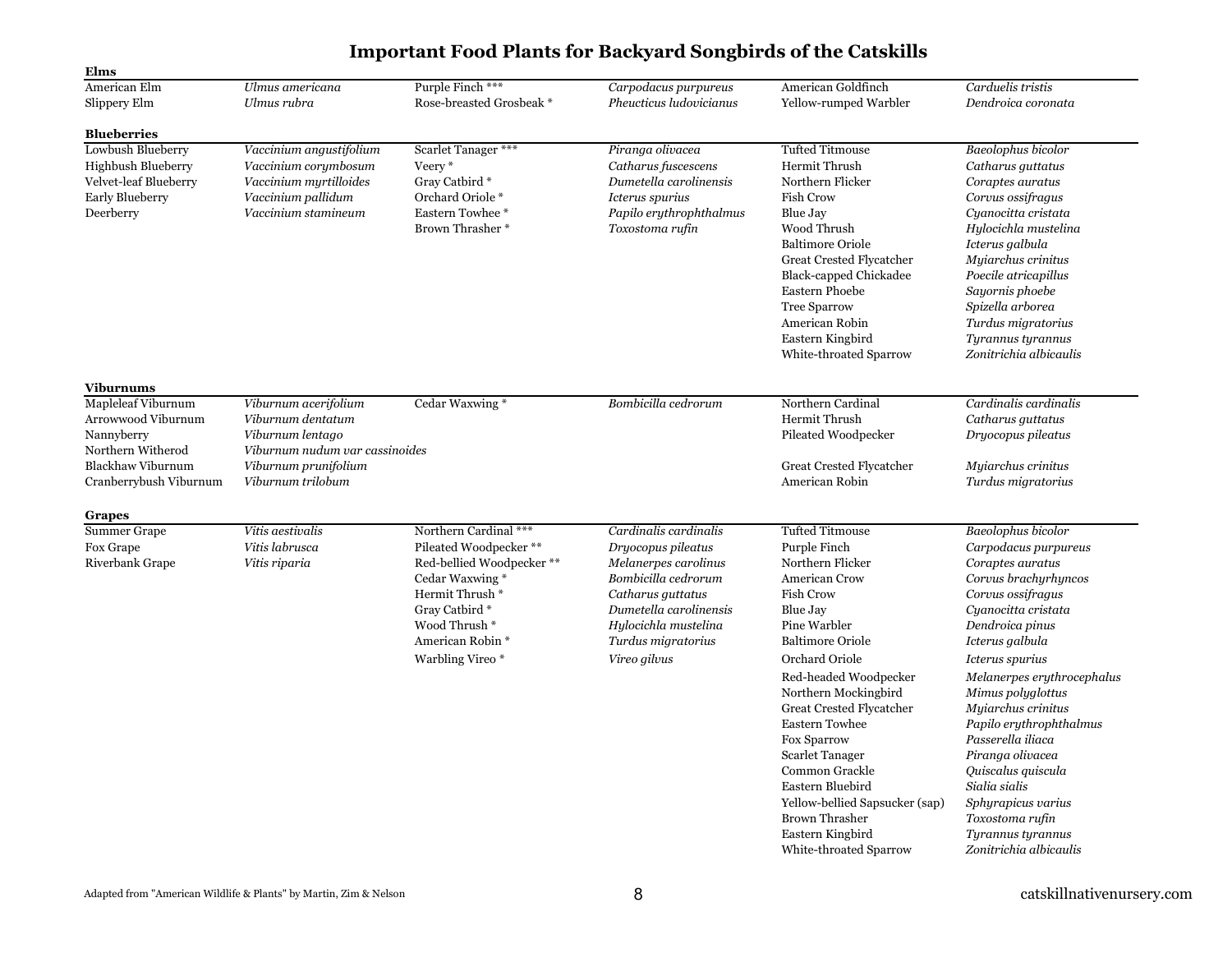# Important Food Plants for Backyard Songbirds of the Catskills

**Elms**

| | | | | | |
|---|---|---|---|---|---|
| American Elm | *Ulmus americana* | Purple Finch *** | *Carpodacus purpureus* | American Goldfinch | *Carduelis tristis* |
| Slippery Elm | *Ulmus rubra* | Rose-breasted Grosbeak * | *Pheucticus ludovicianus* | Yellow-rumped Warbler | *Dendroica coronata* |

**Blueberries**

| | | | | | |
|---|---|---|---|---|---|
| Lowbush Blueberry | *Vaccinium angustifolium* | Scarlet Tanager *** | *Piranga olivacea* | Tufted Titmouse | *Baeolophus bicolor* |
| Highbush Blueberry | *Vaccinium corymbosum* | Veery * | *Catharus fuscescens* | Hermit Thrush | *Catharus guttatus* |
| Velvet-leaf Blueberry | *Vaccinium myrtilloides* | Gray Catbird * | *Dumetella carolinensis* | Northern Flicker | *Coraptes auratus* |
| Early Blueberry | *Vaccinium pallidum* | Orchard Oriole * | *Icterus spurius* | Fish Crow | *Corvus ossifragus* |
| Deerberry | *Vaccinium stamineum* | Eastern Towhee * | *Papilo erythrophthalmus* | Blue Jay | *Cyanocitta cristata* |
| | | Brown Thrasher * | *Toxostoma rufin* | Wood Thrush | *Hylocichla mustelina* |
| | | | | Baltimore Oriole | *Icterus galbula* |
| | | | | Great Crested Flycatcher | *Myiarchus crinitus* |
| | | | | Black-capped Chickadee | *Poecile atricapillus* |
| | | | | Eastern Phoebe | *Sayornis phoebe* |
| | | | | Tree Sparrow | *Spizella arborea* |
| | | | | American Robin | *Turdus migratorius* |
| | | | | Eastern Kingbird | *Tyrannus tyrannus* |
| | | | | White-throated Sparrow | *Zonitrichia albicaulis* |

**Viburnums**

| | | | | | |
|---|---|---|---|---|---|
| Mapleleaf Viburnum | *Viburnum acerifolium* | Cedar Waxwing * | *Bombicilla cedrorum* | Northern Cardinal | *Cardinalis cardinalis* |
| Arrowwood Viburnum | *Viburnum dentatum* | | | Hermit Thrush | *Catharus guttatus* |
| Nannyberry | *Viburnum lentago* | | | Pileated Woodpecker | *Dryocopus pileatus* |
| Northern Witherod | *Viburnum nudum var cassinoides* | | | | |
| Blackhaw Viburnum | *Viburnum prunifolium* | | | Great Crested Flycatcher | *Myiarchus crinitus* |
| Cranberrybush Viburnum | *Viburnum trilobum* | | | American Robin | *Turdus migratorius* |

**Grapes**

| | | | | | |
|---|---|---|---|---|---|
| Summer Grape | *Vitis aestivalis* | Northern Cardinal *** | *Cardinalis cardinalis* | Tufted Titmouse | *Baeolophus bicolor* |
| Fox Grape | *Vitis labrusca* | Pileated Woodpecker ** | *Dryocopus pileatus* | Purple Finch | *Carpodacus purpureus* |
| Riverbank Grape | *Vitis riparia* | Red-bellied Woodpecker ** | *Melanerpes carolinus* | Northern Flicker | *Coraptes auratus* |
| | | Cedar Waxwing * | *Bombicilla cedrorum* | American Crow | *Corvus brachyrhyncos* |
| | | Hermit Thrush * | *Catharus guttatus* | Fish Crow | *Corvus ossifragus* |
| | | Gray Catbird * | *Dumetella carolinensis* | Blue Jay | *Cyanocitta cristata* |
| | | Wood Thrush * | *Hylocichla mustelina* | Pine Warbler | *Dendroica pinus* |
| | | American Robin * | *Turdus migratorius* | Baltimore Oriole | *Icterus galbula* |
| | | Warbling Vireo * | *Vireo gilvus* | Orchard Oriole | *Icterus spurius* |
| | | | | Red-headed Woodpecker | *Melanerpes erythrocephalus* |
| | | | | Northern Mockingbird | *Mimus polyglottus* |
| | | | | Great Crested Flycatcher | *Myiarchus crinitus* |
| | | | | Eastern Towhee | *Papilo erythrophthalmus* |
| | | | | Fox Sparrow | *Passerella iliaca* |
| | | | | Scarlet Tanager | *Piranga olivacea* |
| | | | | Common Grackle | *Quiscalus quiscula* |
| | | | | Eastern Bluebird | *Sialia sialis* |
| | | | | Yellow-bellied Sapsucker (sap) | *Sphyrapicus varius* |
| | | | | Brown Thrasher | *Toxostoma rufin* |
| | | | | Eastern Kingbird | *Tyrannus tyrannus* |
| | | | | White-throated Sparrow | *Zonitrichia albicaulis* |

Adapted from "American Wildlife & Plants" by Martin, Zim & Nelson

catskillnativenursery.com